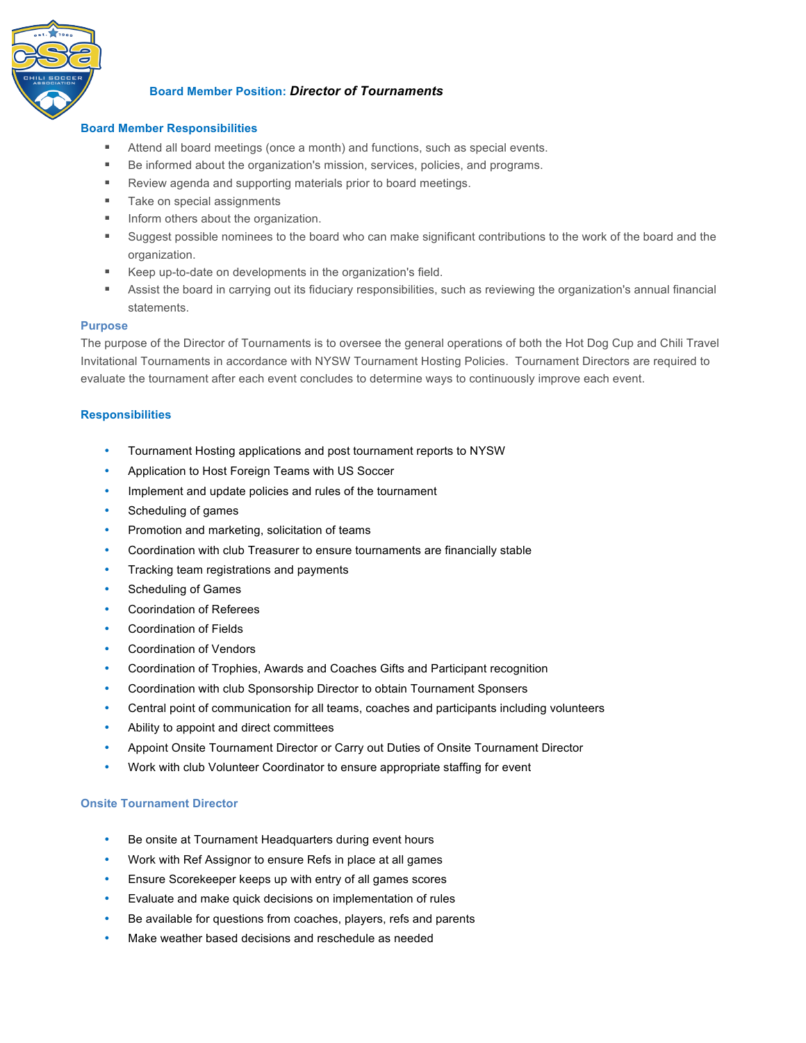# **Board Member Position:** ***Director of Tournaments***

## Board Member Responsibilities

- Attend all board meetings (once a month) and functions, such as special events.
- Be informed about the organization's mission, services, policies, and programs.
- Review agenda and supporting materials prior to board meetings.
- Take on special assignments
- Inform others about the organization.
- Suggest possible nominees to the board who can make significant contributions to the work of the board and the organization.
- Keep up-to-date on developments in the organization's field.
- Assist the board in carrying out its fiduciary responsibilities, such as reviewing the organization's annual financial statements.

## Purpose

The purpose of the Director of Tournaments is to oversee the general operations of both the Hot Dog Cup and Chili Travel Invitational Tournaments in accordance with NYSW Tournament Hosting Policies. Tournament Directors are required to evaluate the tournament after each event concludes to determine ways to continuously improve each event.

## Responsibilities

- Tournament Hosting applications and post tournament reports to NYSW
- Application to Host Foreign Teams with US Soccer
- Implement and update policies and rules of the tournament
- Scheduling of games
- Promotion and marketing, solicitation of teams
- Coordination with club Treasurer to ensure tournaments are financially stable
- Tracking team registrations and payments
- Scheduling of Games
- Coorindation of Referees
- Coordination of Fields
- Coordination of Vendors
- Coordination of Trophies, Awards and Coaches Gifts and Participant recognition
- Coordination with club Sponsorship Director to obtain Tournament Sponsers
- Central point of communication for all teams, coaches and participants including volunteers
- Ability to appoint and direct committees
- Appoint Onsite Tournament Director or Carry out Duties of Onsite Tournament Director
- Work with club Volunteer Coordinator to ensure appropriate staffing for event

## Onsite Tournament Director

- Be onsite at Tournament Headquarters during event hours
- Work with Ref Assignor to ensure Refs in place at all games
- Ensure Scorekeeper keeps up with entry of all games scores
- Evaluate and make quick decisions on implementation of rules
- Be available for questions from coaches, players, refs and parents
- Make weather based decisions and reschedule as needed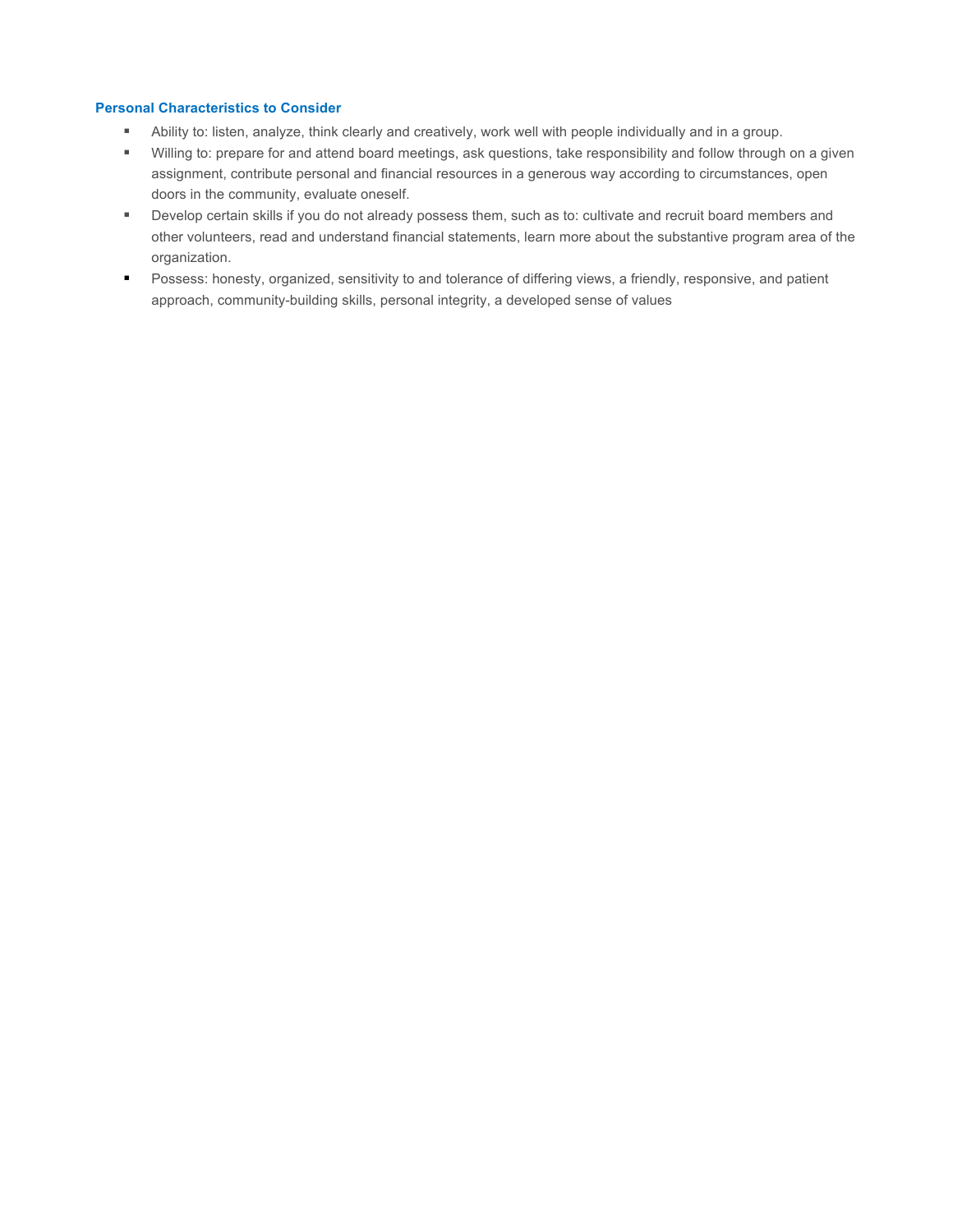### Personal Characteristics to Consider

- Ability to: listen, analyze, think clearly and creatively, work well with people individually and in a group.
- Willing to: prepare for and attend board meetings, ask questions, take responsibility and follow through on a given assignment, contribute personal and financial resources in a generous way according to circumstances, open doors in the community, evaluate oneself.
- Develop certain skills if you do not already possess them, such as to: cultivate and recruit board members and other volunteers, read and understand financial statements, learn more about the substantive program area of the organization.
- Possess: honesty, organized, sensitivity to and tolerance of differing views, a friendly, responsive, and patient approach, community-building skills, personal integrity, a developed sense of values